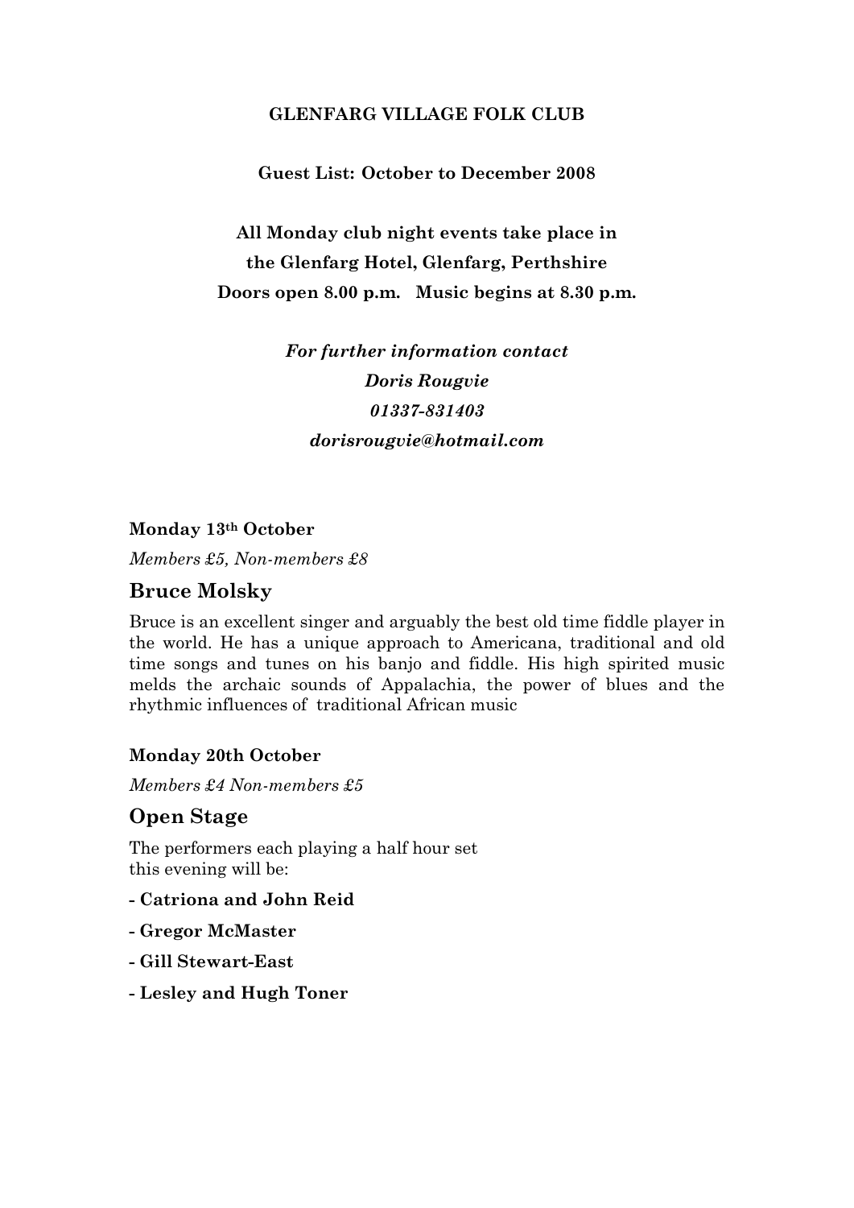**GLENFARG VILLAGE FOLK CLUB**

**Guest List: October to December 2008**

**All Monday club night events take place in the Glenfarg Hotel, Glenfarg, Perthshire**

**Doors open 8.00 p.m. Music begins at 8.30 p.m.**

***For further information contact***
***Doris Rougvie***
***01337-831403***
***dorisrougvie@hotmail.com***

**Monday 13th October**

*Members £5, Non-members £8*

## Bruce Molsky

Bruce is an excellent singer and arguably the best old time fiddle player in the world. He has a unique approach to Americana, traditional and old time songs and tunes on his banjo and fiddle. His high spirited music melds the archaic sounds of Appalachia, the power of blues and the rhythmic influences of traditional African music

**Monday 20th October**

*Members £4 Non-members £5*

## Open Stage

The performers each playing a half hour set this evening will be:

- **Catriona and John Reid**
- **Gregor McMaster**
- **Gill Stewart-East**
- **Lesley and Hugh Toner**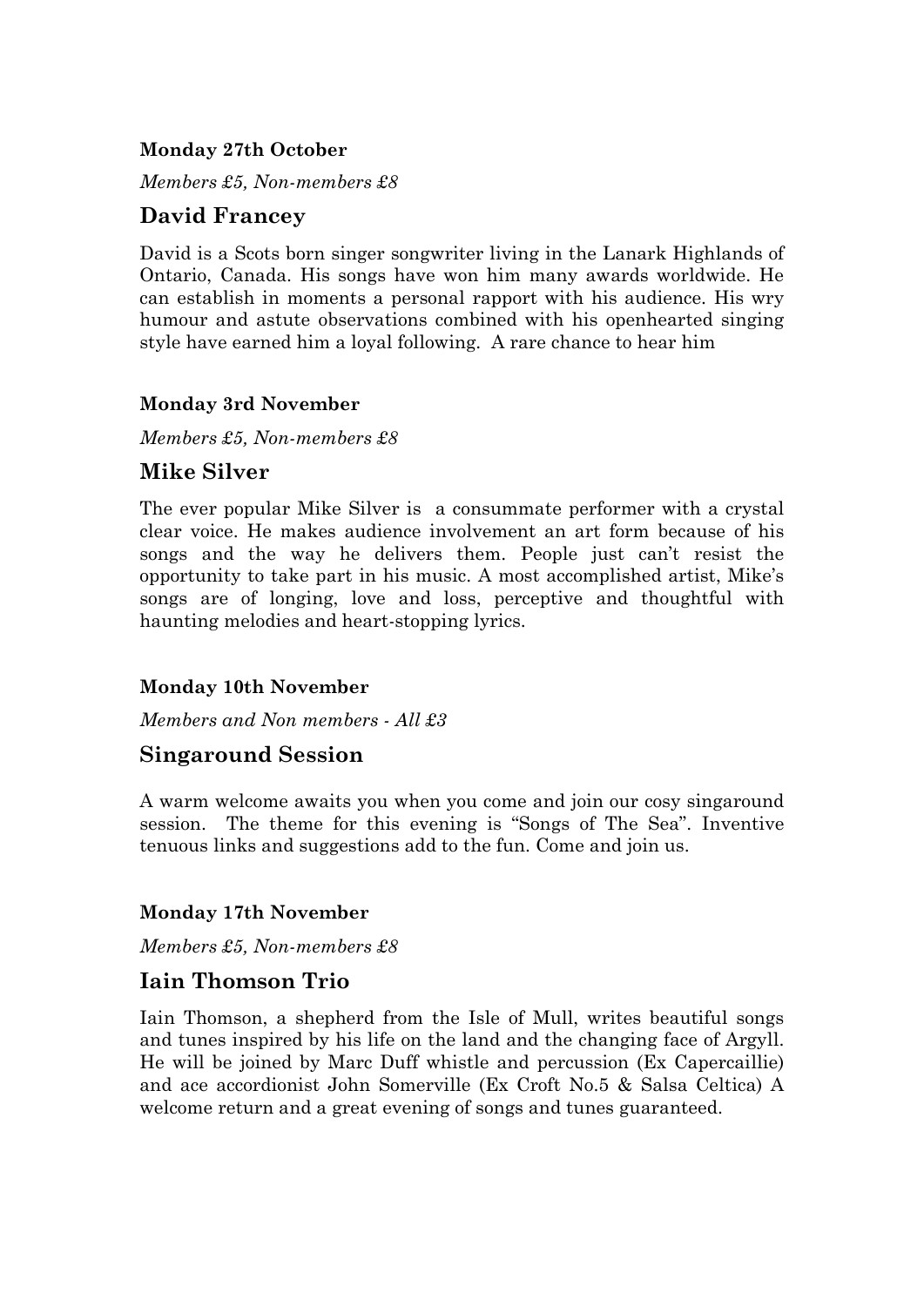**Monday 27th October**

*Members £5, Non-members £8*

## David Francey

David is a Scots born singer songwriter living in the Lanark Highlands of Ontario, Canada. His songs have won him many awards worldwide. He can establish in moments a personal rapport with his audience. His wry humour and astute observations combined with his openhearted singing style have earned him a loyal following. A rare chance to hear him

**Monday 3rd November**

*Members £5, Non-members £8*

## Mike Silver

The ever popular Mike Silver is a consummate performer with a crystal clear voice. He makes audience involvement an art form because of his songs and the way he delivers them. People just can't resist the opportunity to take part in his music. A most accomplished artist, Mike's songs are of longing, love and loss, perceptive and thoughtful with haunting melodies and heart-stopping lyrics.

**Monday 10th November**

*Members and Non members - All £3*

## Singaround Session

A warm welcome awaits you when you come and join our cosy singaround session. The theme for this evening is "Songs of The Sea". Inventive tenuous links and suggestions add to the fun. Come and join us.

**Monday 17th November**

*Members £5, Non-members £8*

## Iain Thomson Trio

Iain Thomson, a shepherd from the Isle of Mull, writes beautiful songs and tunes inspired by his life on the land and the changing face of Argyll. He will be joined by Marc Duff whistle and percussion (Ex Capercaillie) and ace accordionist John Somerville (Ex Croft No.5 & Salsa Celtica) A welcome return and a great evening of songs and tunes guaranteed.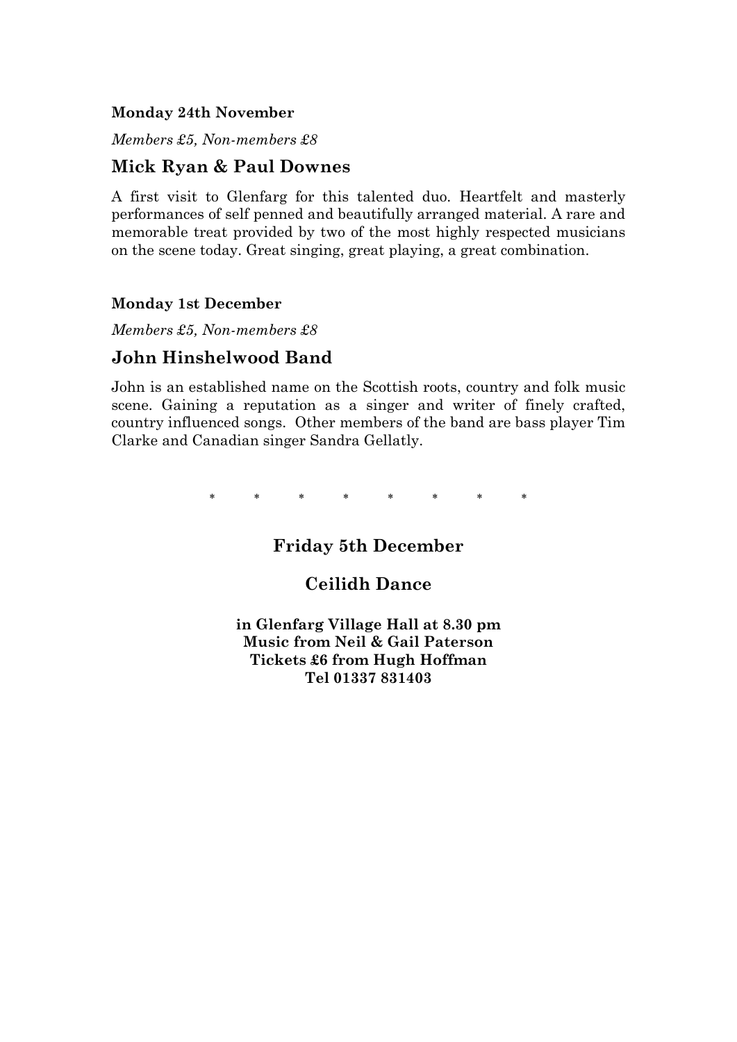**Monday 24th November**

*Members £5, Non-members £8*

## Mick Ryan & Paul Downes

A first visit to Glenfarg for this talented duo. Heartfelt and masterly performances of self penned and beautifully arranged material. A rare and memorable treat provided by two of the most highly respected musicians on the scene today. Great singing, great playing, a great combination.

**Monday 1st December**

*Members £5, Non-members £8*

## John Hinshelwood Band

John is an established name on the Scottish roots, country and folk music scene. Gaining a reputation as a singer and writer of finely crafted, country influenced songs. Other members of the band are bass player Tim Clarke and Canadian singer Sandra Gellatly.

\* \* \* \* \* \* \* \*

## Friday 5th December

## Ceilidh Dance

**in Glenfarg Village Hall at 8.30 pm**
**Music from Neil & Gail Paterson**
**Tickets £6 from Hugh Hoffman**
**Tel 01337 831403**